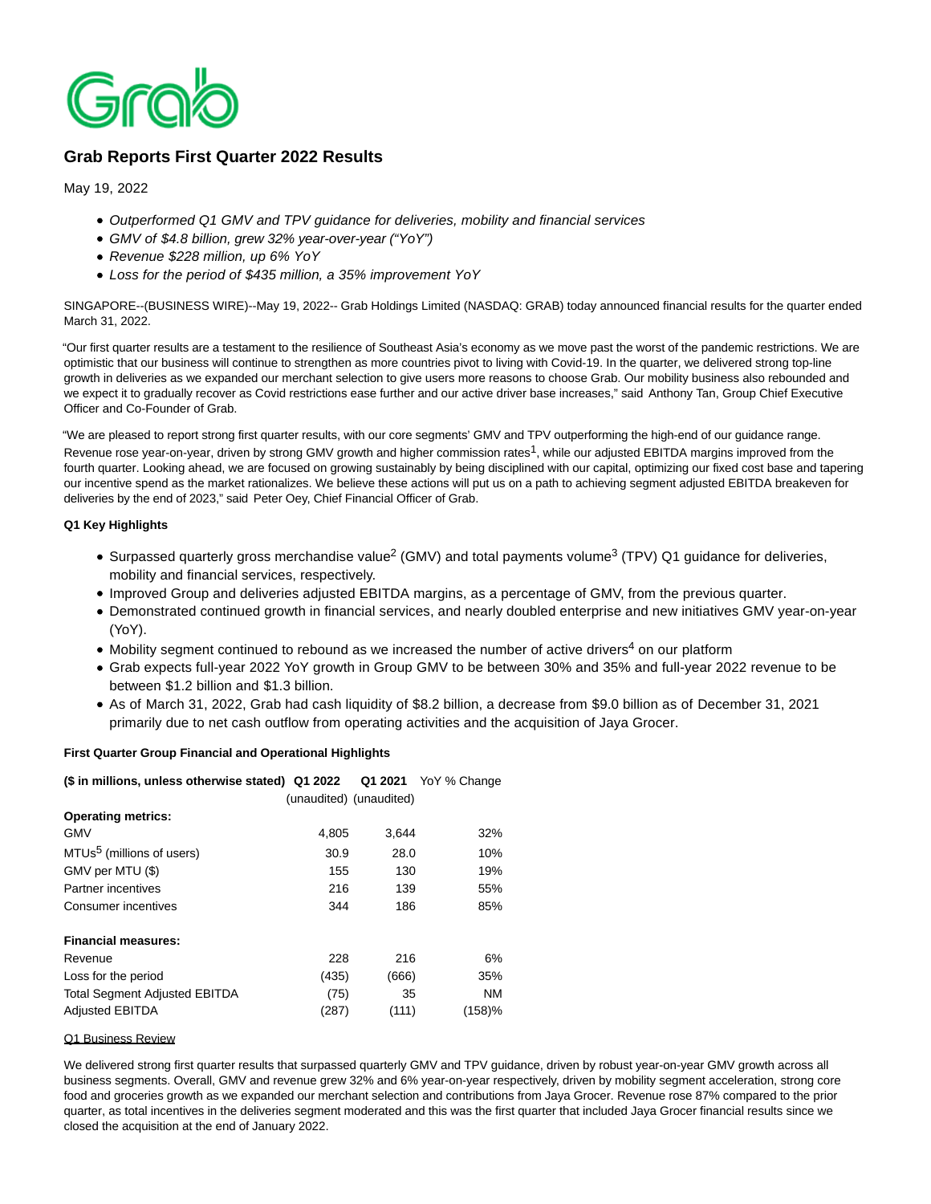# Grab Reports First Quarter 2022 Results

May 19, 2022

- *Outperformed Q1 GMV and TPV guidance for deliveries, mobility and financial services*
- *GMV of $4.8 billion, grew 32% year-over-year ("YoY")*
- *Revenue $228 million, up 6% YoY*
- *Loss for the period of $435 million, a 35% improvement YoY*

SINGAPORE--(BUSINESS WIRE)--May 19, 2022-- Grab Holdings Limited (NASDAQ: GRAB) today announced financial results for the quarter ended March 31, 2022.

"Our first quarter results are a testament to the resilience of Southeast Asia's economy as we move past the worst of the pandemic restrictions. We are optimistic that our business will continue to strengthen as more countries pivot to living with Covid-19. In the quarter, we delivered strong top-line growth in deliveries as we expanded our merchant selection to give users more reasons to choose Grab. Our mobility business also rebounded and we expect it to gradually recover as Covid restrictions ease further and our active driver base increases," said Anthony Tan, Group Chief Executive Officer and Co-Founder of Grab.

"We are pleased to report strong first quarter results, with our core segments' GMV and TPV outperforming the high-end of our guidance range. Revenue rose year-on-year, driven by strong GMV growth and higher commission rates[1], while our adjusted EBITDA margins improved from the fourth quarter. Looking ahead, we are focused on growing sustainably by being disciplined with our capital, optimizing our fixed cost base and tapering our incentive spend as the market rationalizes. We believe these actions will put us on a path to achieving segment adjusted EBITDA breakeven for deliveries by the end of 2023," said Peter Oey, Chief Financial Officer of Grab.

**Q1 Key Highlights**

- Surpassed quarterly gross merchandise value[2] (GMV) and total payments volume[3] (TPV) Q1 guidance for deliveries, mobility and financial services, respectively.
- Improved Group and deliveries adjusted EBITDA margins, as a percentage of GMV, from the previous quarter.
- Demonstrated continued growth in financial services, and nearly doubled enterprise and new initiatives GMV year-on-year (YoY).
- Mobility segment continued to rebound as we increased the number of active drivers[4] on our platform
- Grab expects full-year 2022 YoY growth in Group GMV to be between 30% and 35% and full-year 2022 revenue to be between $1.2 billion and $1.3 billion.
- As of March 31, 2022, Grab had cash liquidity of $8.2 billion, a decrease from $9.0 billion as of December 31, 2021 primarily due to net cash outflow from operating activities and the acquisition of Jaya Grocer.

**First Quarter Group Financial and Operational Highlights**

| **($ in millions, unless otherwise stated)** | **Q1 2022** | **Q1 2021** | YoY % Change |
|---|---|---|---|
| | (unaudited) | (unaudited) | |
| **Operating metrics:** | | | |
| GMV | 4,805 | 3,644 | 32% |
| MTUs[5] (millions of users) | 30.9 | 28.0 | 10% |
| GMV per MTU ($) | 155 | 130 | 19% |
| Partner incentives | 216 | 139 | 55% |
| Consumer incentives | 344 | 186 | 85% |
| | | | |
| **Financial measures:** | | | |
| Revenue | 228 | 216 | 6% |
| Loss for the period | (435) | (666) | 35% |
| Total Segment Adjusted EBITDA | (75) | 35 | NM |
| Adjusted EBITDA | (287) | (111) | (158)% |

Q1 Business Review

We delivered strong first quarter results that surpassed quarterly GMV and TPV guidance, driven by robust year-on-year GMV growth across all business segments. Overall, GMV and revenue grew 32% and 6% year-on-year respectively, driven by mobility segment acceleration, strong core food and groceries growth as we expanded our merchant selection and contributions from Jaya Grocer. Revenue rose 87% compared to the prior quarter, as total incentives in the deliveries segment moderated and this was the first quarter that included Jaya Grocer financial results since we closed the acquisition at the end of January 2022.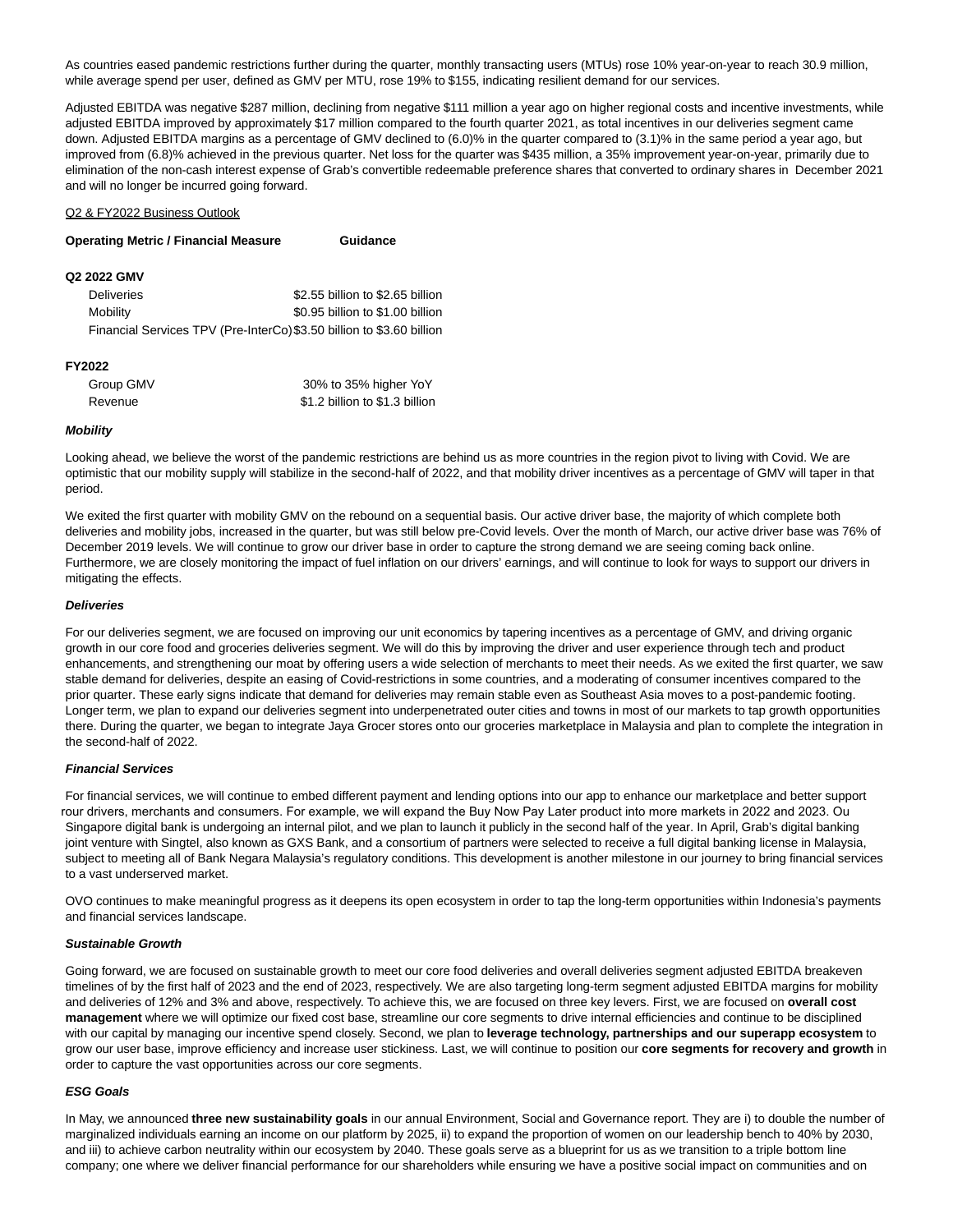As countries eased pandemic restrictions further during the quarter, monthly transacting users (MTUs) rose 10% year-on-year to reach 30.9 million, while average spend per user, defined as GMV per MTU, rose 19% to $155, indicating resilient demand for our services.

Adjusted EBITDA was negative $287 million, declining from negative $111 million a year ago on higher regional costs and incentive investments, while adjusted EBITDA improved by approximately $17 million compared to the fourth quarter 2021, as total incentives in our deliveries segment came down. Adjusted EBITDA margins as a percentage of GMV declined to (6.0)% in the quarter compared to (3.1)% in the same period a year ago, but improved from (6.8)% achieved in the previous quarter. Net loss for the quarter was $435 million, a 35% improvement year-on-year, primarily due to elimination of the non-cash interest expense of Grab's convertible redeemable preference shares that converted to ordinary shares in December 2021 and will no longer be incurred going forward.

Q2 & FY2022 Business Outlook

| Operating Metric / Financial Measure | Guidance |
|---|---|
| **Q2 2022 GMV** | |
| Deliveries | $2.55 billion to $2.65 billion |
| Mobility | $0.95 billion to $1.00 billion |
| Financial Services TPV (Pre-InterCo) | $3.50 billion to $3.60 billion |
| **FY2022** | |
| Group GMV | 30% to 35% higher YoY |
| Revenue | $1.2 billion to $1.3 billion |

***Mobility***

Looking ahead, we believe the worst of the pandemic restrictions are behind us as more countries in the region pivot to living with Covid. We are optimistic that our mobility supply will stabilize in the second-half of 2022, and that mobility driver incentives as a percentage of GMV will taper in that period.

We exited the first quarter with mobility GMV on the rebound on a sequential basis. Our active driver base, the majority of which complete both deliveries and mobility jobs, increased in the quarter, but was still below pre-Covid levels. Over the month of March, our active driver base was 76% of December 2019 levels. We will continue to grow our driver base in order to capture the strong demand we are seeing coming back online. Furthermore, we are closely monitoring the impact of fuel inflation on our drivers' earnings, and will continue to look for ways to support our drivers in mitigating the effects.

***Deliveries***

For our deliveries segment, we are focused on improving our unit economics by tapering incentives as a percentage of GMV, and driving organic growth in our core food and groceries deliveries segment. We will do this by improving the driver and user experience through tech and product enhancements, and strengthening our moat by offering users a wide selection of merchants to meet their needs. As we exited the first quarter, we saw stable demand for deliveries, despite an easing of Covid-restrictions in some countries, and a moderating of consumer incentives compared to the prior quarter. These early signs indicate that demand for deliveries may remain stable even as Southeast Asia moves to a post-pandemic footing. Longer term, we plan to expand our deliveries segment into underpenetrated outer cities and towns in most of our markets to tap growth opportunities there. During the quarter, we began to integrate Jaya Grocer stores onto our groceries marketplace in Malaysia and plan to complete the integration in the second-half of 2022.

***Financial Services***

For financial services, we will continue to embed different payment and lending options into our app to enhance our marketplace and better support our drivers, merchants and consumers. For example, we will expand the Buy Now Pay Later product into more markets in 2022 and 2023. Our Singapore digital bank is undergoing an internal pilot, and we plan to launch it publicly in the second half of the year. In April, Grab's digital banking joint venture with Singtel, also known as GXS Bank, and a consortium of partners were selected to receive a full digital banking license in Malaysia, subject to meeting all of Bank Negara Malaysia's regulatory conditions. This development is another milestone in our journey to bring financial services to a vast underserved market.

OVO continues to make meaningful progress as it deepens its open ecosystem in order to tap the long-term opportunities within Indonesia's payments and financial services landscape.

***Sustainable Growth***

Going forward, we are focused on sustainable growth to meet our core food deliveries and overall deliveries segment adjusted EBITDA breakeven timelines of by the first half of 2023 and the end of 2023, respectively. We are also targeting long-term segment adjusted EBITDA margins for mobility and deliveries of 12% and 3% and above, respectively. To achieve this, we are focused on three key levers. First, we are focused on **overall cost management** where we will optimize our fixed cost base, streamline our core segments to drive internal efficiencies and continue to be disciplined with our capital by managing our incentive spend closely. Second, we plan to **leverage technology, partnerships and our superapp ecosystem** to grow our user base, improve efficiency and increase user stickiness. Last, we will continue to position our **core segments for recovery and growth** in order to capture the vast opportunities across our core segments.

***ESG Goals***

In May, we announced **three new sustainability goals** in our annual Environment, Social and Governance report. They are i) to double the number of marginalized individuals earning an income on our platform by 2025, ii) to expand the proportion of women on our leadership bench to 40% by 2030, and iii) to achieve carbon neutrality within our ecosystem by 2040. These goals serve as a blueprint for us as we transition to a triple bottom line company; one where we deliver financial performance for our shareholders while ensuring we have a positive social impact on communities and on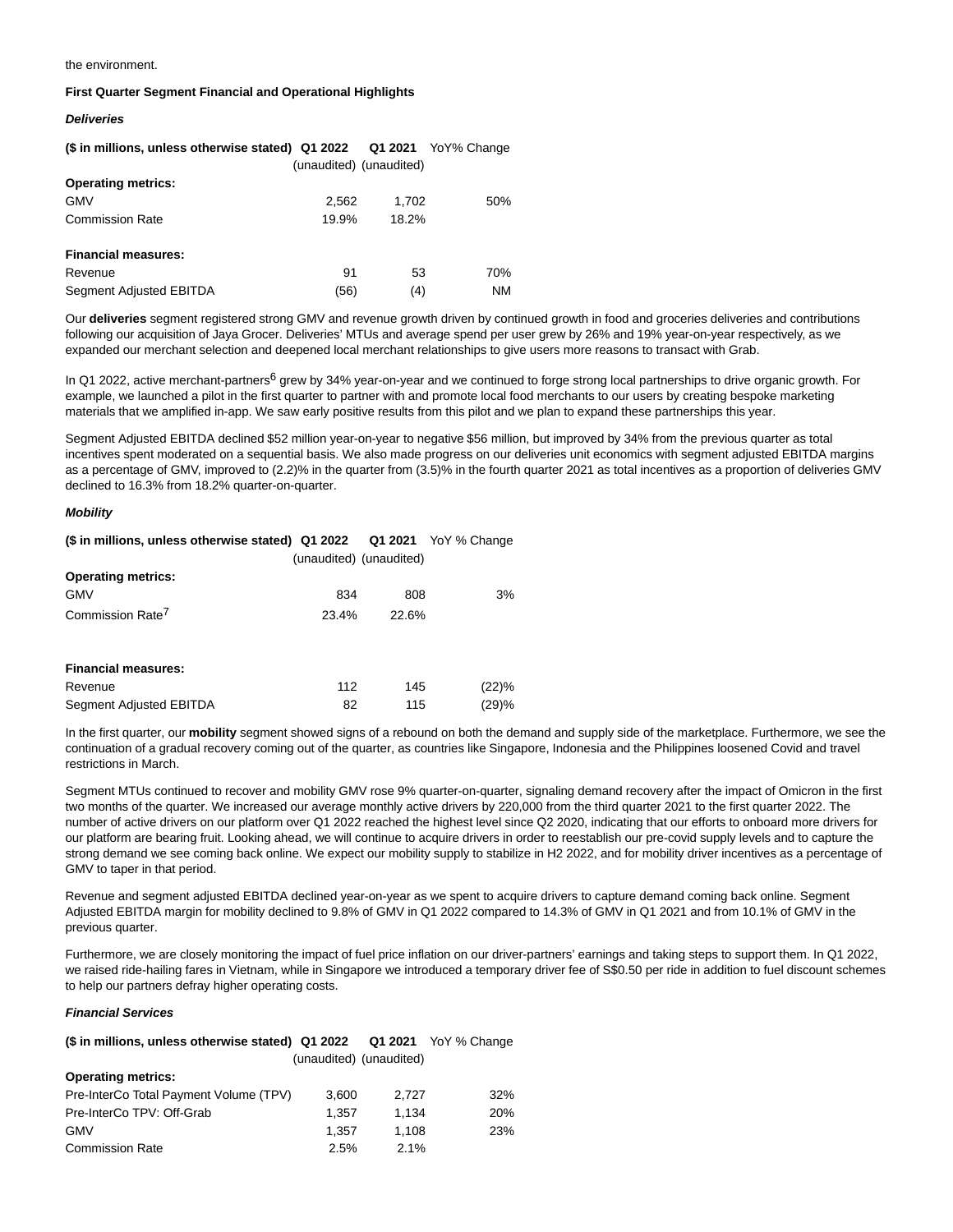the environment.

**First Quarter Segment Financial and Operational Highlights**

***Deliveries***

| ($ in millions, unless otherwise stated) | Q1 2022 (unaudited) | Q1 2021 (unaudited) | YoY% Change |
|---|---|---|---|
| **Operating metrics:** | | | |
| GMV | 2,562 | 1,702 | 50% |
| Commission Rate | 19.9% | 18.2% | |
| **Financial measures:** | | | |
| Revenue | 91 | 53 | 70% |
| Segment Adjusted EBITDA | (56) | (4) | NM |

Our **deliveries** segment registered strong GMV and revenue growth driven by continued growth in food and groceries deliveries and contributions following our acquisition of Jaya Grocer. Deliveries' MTUs and average spend per user grew by 26% and 19% year-on-year respectively, as we expanded our merchant selection and deepened local merchant relationships to give users more reasons to transact with Grab.

In Q1 2022, active merchant-partners[6] grew by 34% year-on-year and we continued to forge strong local partnerships to drive organic growth. For example, we launched a pilot in the first quarter to partner with and promote local food merchants to our users by creating bespoke marketing materials that we amplified in-app. We saw early positive results from this pilot and we plan to expand these partnerships this year.

Segment Adjusted EBITDA declined $52 million year-on-year to negative $56 million, but improved by 34% from the previous quarter as total incentives spent moderated on a sequential basis. We also made progress on our deliveries unit economics with segment adjusted EBITDA margins as a percentage of GMV, improved to (2.2)% in the quarter from (3.5)% in the fourth quarter 2021 as total incentives as a proportion of deliveries GMV declined to 16.3% from 18.2% quarter-on-quarter.

***Mobility***

| ($ in millions, unless otherwise stated) | Q1 2022 (unaudited) | Q1 2021 (unaudited) | YoY % Change |
|---|---|---|---|
| **Operating metrics:** | | | |
| GMV | 834 | 808 | 3% |
| Commission Rate[7] | 23.4% | 22.6% | |
| **Financial measures:** | | | |
| Revenue | 112 | 145 | (22)% |
| Segment Adjusted EBITDA | 82 | 115 | (29)% |

In the first quarter, our **mobility** segment showed signs of a rebound on both the demand and supply side of the marketplace. Furthermore, we see the continuation of a gradual recovery coming out of the quarter, as countries like Singapore, Indonesia and the Philippines loosened Covid and travel restrictions in March.

Segment MTUs continued to recover and mobility GMV rose 9% quarter-on-quarter, signaling demand recovery after the impact of Omicron in the first two months of the quarter. We increased our average monthly active drivers by 220,000 from the third quarter 2021 to the first quarter 2022. The number of active drivers on our platform over Q1 2022 reached the highest level since Q2 2020, indicating that our efforts to onboard more drivers for our platform are bearing fruit. Looking ahead, we will continue to acquire drivers in order to reestablish our pre-covid supply levels and to capture the strong demand we see coming back online. We expect our mobility supply to stabilize in H2 2022, and for mobility driver incentives as a percentage of GMV to taper in that period.

Revenue and segment adjusted EBITDA declined year-on-year as we spent to acquire drivers to capture demand coming back online. Segment Adjusted EBITDA margin for mobility declined to 9.8% of GMV in Q1 2022 compared to 14.3% of GMV in Q1 2021 and from 10.1% of GMV in the previous quarter.

Furthermore, we are closely monitoring the impact of fuel price inflation on our driver-partners' earnings and taking steps to support them. In Q1 2022, we raised ride-hailing fares in Vietnam, while in Singapore we introduced a temporary driver fee of S$0.50 per ride in addition to fuel discount schemes to help our partners defray higher operating costs.

***Financial Services***

| ($ in millions, unless otherwise stated) | Q1 2022 (unaudited) | Q1 2021 (unaudited) | YoY % Change |
|---|---|---|---|
| **Operating metrics:** | | | |
| Pre-InterCo Total Payment Volume (TPV) | 3,600 | 2,727 | 32% |
| Pre-InterCo TPV: Off-Grab | 1,357 | 1,134 | 20% |
| GMV | 1,357 | 1,108 | 23% |
| Commission Rate | 2.5% | 2.1% | |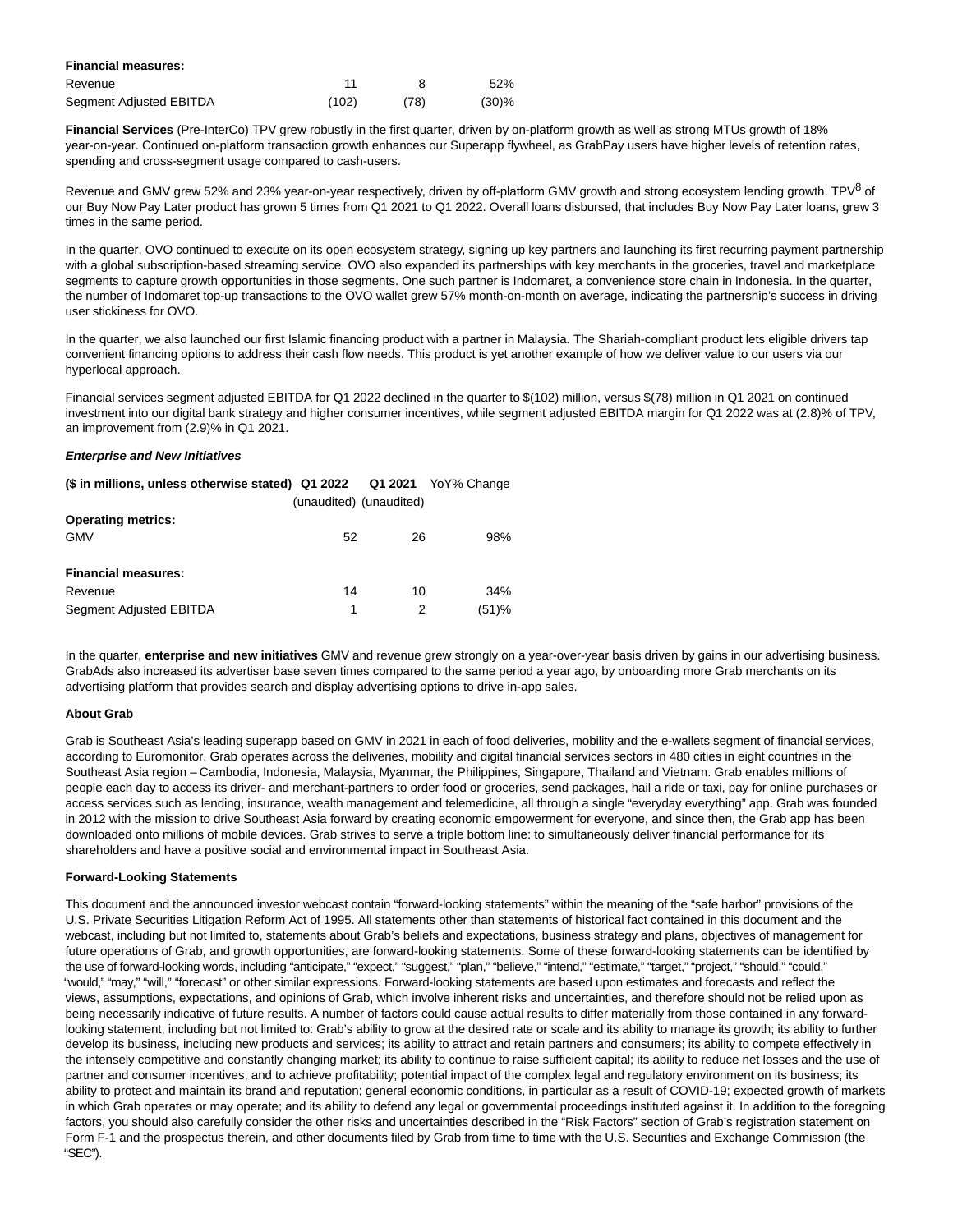| | | | |
|---|---|---|---|
| **Financial measures:** | | | |
| Revenue | 11 | 8 | 52% |
| Segment Adjusted EBITDA | (102) | (78) | (30)% |

**Financial Services** (Pre-InterCo) TPV grew robustly in the first quarter, driven by on-platform growth as well as strong MTUs growth of 18% year-on-year. Continued on-platform transaction growth enhances our Superapp flywheel, as GrabPay users have higher levels of retention rates, spending and cross-segment usage compared to cash-users.

Revenue and GMV grew 52% and 23% year-on-year respectively, driven by off-platform GMV growth and strong ecosystem lending growth. TPV[8] of our Buy Now Pay Later product has grown 5 times from Q1 2021 to Q1 2022. Overall loans disbursed, that includes Buy Now Pay Later loans, grew 3 times in the same period.

In the quarter, OVO continued to execute on its open ecosystem strategy, signing up key partners and launching its first recurring payment partnership with a global subscription-based streaming service. OVO also expanded its partnerships with key merchants in the groceries, travel and marketplace segments to capture growth opportunities in those segments. One such partner is Indomaret, a convenience store chain in Indonesia. In the quarter, the number of Indomaret top-up transactions to the OVO wallet grew 57% month-on-month on average, indicating the partnership's success in driving user stickiness for OVO.

In the quarter, we also launched our first Islamic financing product with a partner in Malaysia. The Shariah-compliant product lets eligible drivers tap convenient financing options to address their cash flow needs. This product is yet another example of how we deliver value to our users via our hyperlocal approach.

Financial services segment adjusted EBITDA for Q1 2022 declined in the quarter to $(102) million, versus $(78) million in Q1 2021 on continued investment into our digital bank strategy and higher consumer incentives, while segment adjusted EBITDA margin for Q1 2022 was at (2.8)% of TPV, an improvement from (2.9)% in Q1 2021.

***Enterprise and New Initiatives***

| **($ in millions, unless otherwise stated)** | **Q1 2022** (unaudited) | **Q1 2021** (unaudited) | YoY% Change |
|---|---|---|---|
| **Operating metrics:** | | | |
| GMV | 52 | 26 | 98% |
| **Financial measures:** | | | |
| Revenue | 14 | 10 | 34% |
| Segment Adjusted EBITDA | 1 | 2 | (51)% |

In the quarter, **enterprise and new initiatives** GMV and revenue grew strongly on a year-over-year basis driven by gains in our advertising business. GrabAds also increased its advertiser base seven times compared to the same period a year ago, by onboarding more Grab merchants on its advertising platform that provides search and display advertising options to drive in-app sales.

**About Grab**

Grab is Southeast Asia's leading superapp based on GMV in 2021 in each of food deliveries, mobility and the e-wallets segment of financial services, according to Euromonitor. Grab operates across the deliveries, mobility and digital financial services sectors in 480 cities in eight countries in the Southeast Asia region – Cambodia, Indonesia, Malaysia, Myanmar, the Philippines, Singapore, Thailand and Vietnam. Grab enables millions of people each day to access its driver- and merchant-partners to order food or groceries, send packages, hail a ride or taxi, pay for online purchases or access services such as lending, insurance, wealth management and telemedicine, all through a single "everyday everything" app. Grab was founded in 2012 with the mission to drive Southeast Asia forward by creating economic empowerment for everyone, and since then, the Grab app has been downloaded onto millions of mobile devices. Grab strives to serve a triple bottom line: to simultaneously deliver financial performance for its shareholders and have a positive social and environmental impact in Southeast Asia.

**Forward-Looking Statements**

This document and the announced investor webcast contain "forward-looking statements" within the meaning of the "safe harbor" provisions of the U.S. Private Securities Litigation Reform Act of 1995. All statements other than statements of historical fact contained in this document and the webcast, including but not limited to, statements about Grab's beliefs and expectations, business strategy and plans, objectives of management for future operations of Grab, and growth opportunities, are forward-looking statements. Some of these forward-looking statements can be identified by the use of forward-looking words, including "anticipate," "expect," "suggest," "plan," "believe," "intend," "estimate," "target," "project," "should," "could," "would," "may," "will," "forecast" or other similar expressions. Forward-looking statements are based upon estimates and forecasts and reflect the views, assumptions, expectations, and opinions of Grab, which involve inherent risks and uncertainties, and therefore should not be relied upon as being necessarily indicative of future results. A number of factors could cause actual results to differ materially from those contained in any forward-looking statement, including but not limited to: Grab's ability to grow at the desired rate or scale and its ability to manage its growth; its ability to further develop its business, including new products and services; its ability to attract and retain partners and consumers; its ability to compete effectively in the intensely competitive and constantly changing market; its ability to continue to raise sufficient capital; its ability to reduce net losses and the use of partner and consumer incentives, and to achieve profitability; potential impact of the complex legal and regulatory environment on its business; its ability to protect and maintain its brand and reputation; general economic conditions, in particular as a result of COVID-19; expected growth of markets in which Grab operates or may operate; and its ability to defend any legal or governmental proceedings instituted against it. In addition to the foregoing factors, you should also carefully consider the other risks and uncertainties described in the "Risk Factors" section of Grab's registration statement on Form F-1 and the prospectus therein, and other documents filed by Grab from time to time with the U.S. Securities and Exchange Commission (the "SEC").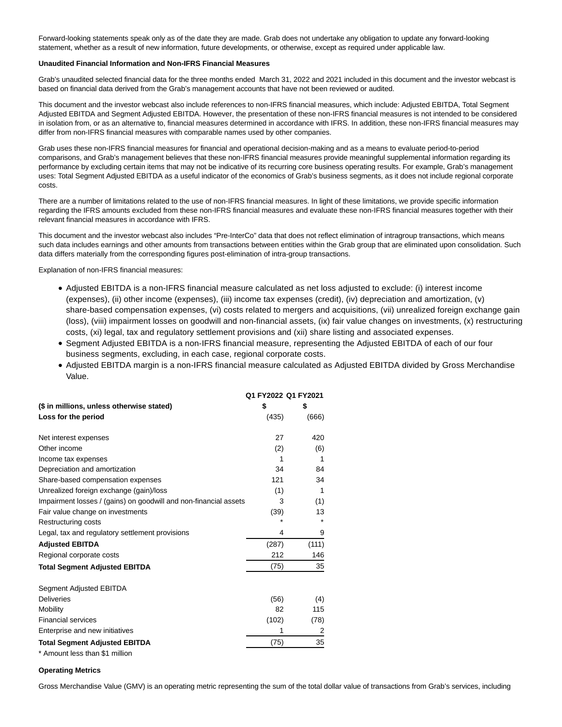Forward-looking statements speak only as of the date they are made. Grab does not undertake any obligation to update any forward-looking statement, whether as a result of new information, future developments, or otherwise, except as required under applicable law.

**Unaudited Financial Information and Non-IFRS Financial Measures**

Grab's unaudited selected financial data for the three months ended March 31, 2022 and 2021 included in this document and the investor webcast is based on financial data derived from the Grab's management accounts that have not been reviewed or audited.

This document and the investor webcast also include references to non-IFRS financial measures, which include: Adjusted EBITDA, Total Segment Adjusted EBITDA and Segment Adjusted EBITDA. However, the presentation of these non-IFRS financial measures is not intended to be considered in isolation from, or as an alternative to, financial measures determined in accordance with IFRS. In addition, these non-IFRS financial measures may differ from non-IFRS financial measures with comparable names used by other companies.

Grab uses these non-IFRS financial measures for financial and operational decision-making and as a means to evaluate period-to-period comparisons, and Grab's management believes that these non-IFRS financial measures provide meaningful supplemental information regarding its performance by excluding certain items that may not be indicative of its recurring core business operating results. For example, Grab's management uses: Total Segment Adjusted EBITDA as a useful indicator of the economics of Grab's business segments, as it does not include regional corporate costs.

There are a number of limitations related to the use of non-IFRS financial measures. In light of these limitations, we provide specific information regarding the IFRS amounts excluded from these non-IFRS financial measures and evaluate these non-IFRS financial measures together with their relevant financial measures in accordance with IFRS.

This document and the investor webcast also includes "Pre-InterCo" data that does not reflect elimination of intragroup transactions, which means such data includes earnings and other amounts from transactions between entities within the Grab group that are eliminated upon consolidation. Such data differs materially from the corresponding figures post-elimination of intra-group transactions.

Explanation of non-IFRS financial measures:

- Adjusted EBITDA is a non-IFRS financial measure calculated as net loss adjusted to exclude: (i) interest income (expenses), (ii) other income (expenses), (iii) income tax expenses (credit), (iv) depreciation and amortization, (v) share-based compensation expenses, (vi) costs related to mergers and acquisitions, (vii) unrealized foreign exchange gain (loss), (viii) impairment losses on goodwill and non-financial assets, (ix) fair value changes on investments, (x) restructuring costs, (xi) legal, tax and regulatory settlement provisions and (xii) share listing and associated expenses.
- Segment Adjusted EBITDA is a non-IFRS financial measure, representing the Adjusted EBITDA of each of our four business segments, excluding, in each case, regional corporate costs.
- Adjusted EBITDA margin is a non-IFRS financial measure calculated as Adjusted EBITDA divided by Gross Merchandise Value.

| | Q1 FY2022 | Q1 FY2021 |
|---|---|---|
| **($ in millions, unless otherwise stated)** | **$** | **$** |
| **Loss for the period** | (435) | (666) |
| | | |
| Net interest expenses | 27 | 420 |
| Other income | (2) | (6) |
| Income tax expenses | 1 | 1 |
| Depreciation and amortization | 34 | 84 |
| Share-based compensation expenses | 121 | 34 |
| Unrealized foreign exchange (gain)/loss | (1) | 1 |
| Impairment losses / (gains) on goodwill and non-financial assets | 3 | (1) |
| Fair value change on investments | (39) | 13 |
| Restructuring costs | * | * |
| Legal, tax and regulatory settlement provisions | 4 | 9 |
| **Adjusted EBITDA** | (287) | (111) |
| Regional corporate costs | 212 | 146 |
| **Total Segment Adjusted EBITDA** | (75) | 35 |
| | | |
| Segment Adjusted EBITDA | | |
| Deliveries | (56) | (4) |
| Mobility | 82 | 115 |
| Financial services | (102) | (78) |
| Enterprise and new initiatives | 1 | 2 |
| **Total Segment Adjusted EBITDA** | (75) | 35 |

\* Amount less than $1 million

**Operating Metrics**

Gross Merchandise Value (GMV) is an operating metric representing the sum of the total dollar value of transactions from Grab's services, including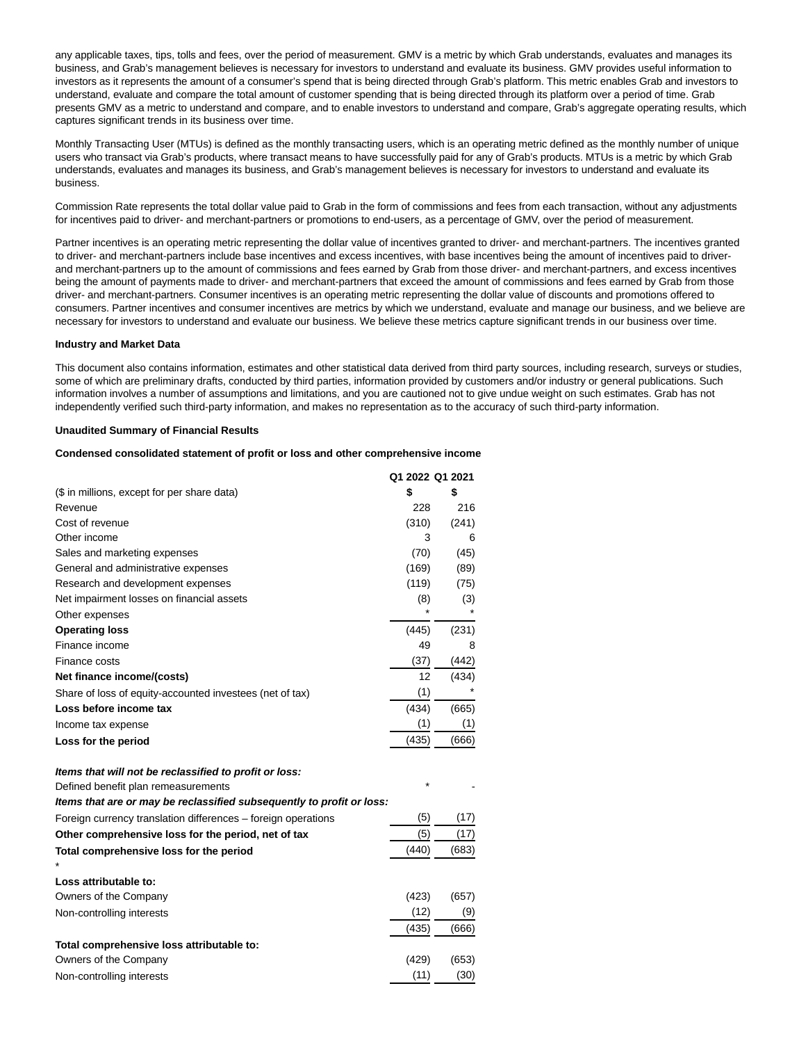any applicable taxes, tips, tolls and fees, over the period of measurement. GMV is a metric by which Grab understands, evaluates and manages its business, and Grab's management believes is necessary for investors to understand and evaluate its business. GMV provides useful information to investors as it represents the amount of a consumer's spend that is being directed through Grab's platform. This metric enables Grab and investors to understand, evaluate and compare the total amount of customer spending that is being directed through its platform over a period of time. Grab presents GMV as a metric to understand and compare, and to enable investors to understand and compare, Grab's aggregate operating results, which captures significant trends in its business over time.

Monthly Transacting User (MTUs) is defined as the monthly transacting users, which is an operating metric defined as the monthly number of unique users who transact via Grab's products, where transact means to have successfully paid for any of Grab's products. MTUs is a metric by which Grab understands, evaluates and manages its business, and Grab's management believes is necessary for investors to understand and evaluate its business.

Commission Rate represents the total dollar value paid to Grab in the form of commissions and fees from each transaction, without any adjustments for incentives paid to driver- and merchant-partners or promotions to end-users, as a percentage of GMV, over the period of measurement.

Partner incentives is an operating metric representing the dollar value of incentives granted to driver- and merchant-partners. The incentives granted to driver- and merchant-partners include base incentives and excess incentives, with base incentives being the amount of incentives paid to driver- and merchant-partners up to the amount of commissions and fees earned by Grab from those driver- and merchant-partners, and excess incentives being the amount of payments made to driver- and merchant-partners that exceed the amount of commissions and fees earned by Grab from those driver- and merchant-partners. Consumer incentives is an operating metric representing the dollar value of discounts and promotions offered to consumers. Partner incentives and consumer incentives are metrics by which we understand, evaluate and manage our business, and we believe are necessary for investors to understand and evaluate our business. We believe these metrics capture significant trends in our business over time.

**Industry and Market Data**

This document also contains information, estimates and other statistical data derived from third party sources, including research, surveys or studies, some of which are preliminary drafts, conducted by third parties, information provided by customers and/or industry or general publications. Such information involves a number of assumptions and limitations, and you are cautioned not to give undue weight on such estimates. Grab has not independently verified such third-party information, and makes no representation as to the accuracy of such third-party information.

**Unaudited Summary of Financial Results**

**Condensed consolidated statement of profit or loss and other comprehensive income**

| | Q1 2022 | Q1 2021 |
|---|---|---|
| ($ in millions, except for per share data) | $ | $ |
| Revenue | 228 | 216 |
| Cost of revenue | (310) | (241) |
| Other income | 3 | 6 |
| Sales and marketing expenses | (70) | (45) |
| General and administrative expenses | (169) | (89) |
| Research and development expenses | (119) | (75) |
| Net impairment losses on financial assets | (8) | (3) |
| Other expenses | * | * |
| **Operating loss** | (445) | (231) |
| Finance income | 49 | 8 |
| Finance costs | (37) | (442) |
| **Net finance income/(costs)** | 12 | (434) |
| Share of loss of equity-accounted investees (net of tax) | (1) | * |
| **Loss before income tax** | (434) | (665) |
| Income tax expense | (1) | (1) |
| **Loss for the period** | (435) | (666) |
| | | |
| ***Items that will not be reclassified to profit or loss:*** | | |
| Defined benefit plan remeasurements | * | - |
| ***Items that are or may be reclassified subsequently to profit or loss:*** | | |
| Foreign currency translation differences – foreign operations | (5) | (17) |
| **Other comprehensive loss for the period, net of tax** | (5) | (17) |
| **Total comprehensive loss for the period** | (440) | (683) |
| * | | |
| **Loss attributable to:** | | |
| Owners of the Company | (423) | (657) |
| Non-controlling interests | (12) | (9) |
| | (435) | (666) |
| **Total comprehensive loss attributable to:** | | |
| Owners of the Company | (429) | (653) |
| Non-controlling interests | (11) | (30) |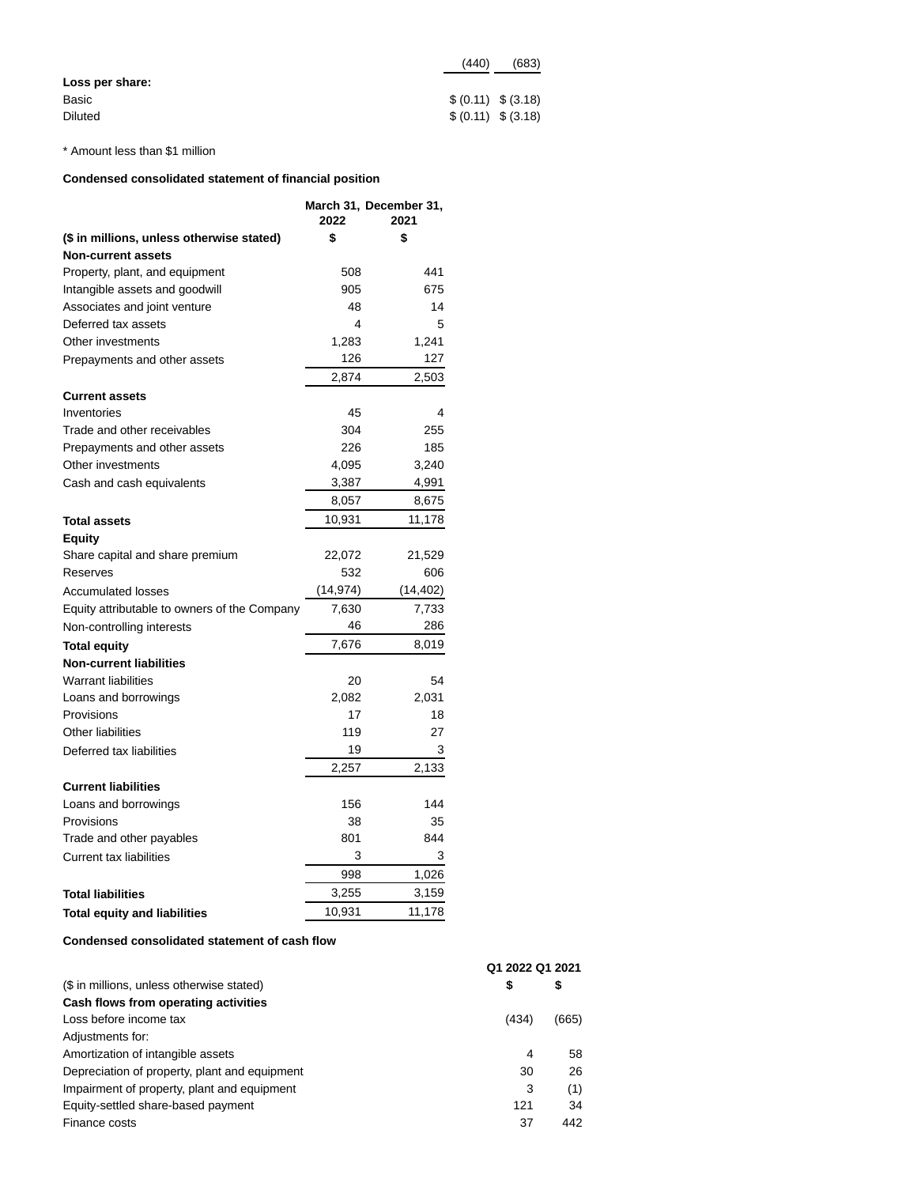| | | |
|---|---|---|
| | (440) | (683) |
| **Loss per share:** | | |
| Basic | $ (0.11) | $ (3.18) |
| Diluted | $ (0.11) | $ (3.18) |

* Amount less than $1 million

**Condensed consolidated statement of financial position**

| | March 31, 2022 | December 31, 2021 |
|---|---|---|
| **($ in millions, unless otherwise stated)** | **$** | **$** |
| **Non-current assets** | | |
| Property, plant, and equipment | 508 | 441 |
| Intangible assets and goodwill | 905 | 675 |
| Associates and joint venture | 48 | 14 |
| Deferred tax assets | 4 | 5 |
| Other investments | 1,283 | 1,241 |
| Prepayments and other assets | 126 | 127 |
| | 2,874 | 2,503 |
| **Current assets** | | |
| Inventories | 45 | 4 |
| Trade and other receivables | 304 | 255 |
| Prepayments and other assets | 226 | 185 |
| Other investments | 4,095 | 3,240 |
| Cash and cash equivalents | 3,387 | 4,991 |
| | 8,057 | 8,675 |
| **Total assets** | 10,931 | 11,178 |
| **Equity** | | |
| Share capital and share premium | 22,072 | 21,529 |
| Reserves | 532 | 606 |
| Accumulated losses | (14,974) | (14,402) |
| Equity attributable to owners of the Company | 7,630 | 7,733 |
| Non-controlling interests | 46 | 286 |
| **Total equity** | 7,676 | 8,019 |
| **Non-current liabilities** | | |
| Warrant liabilities | 20 | 54 |
| Loans and borrowings | 2,082 | 2,031 |
| Provisions | 17 | 18 |
| Other liabilities | 119 | 27 |
| Deferred tax liabilities | 19 | 3 |
| | 2,257 | 2,133 |
| **Current liabilities** | | |
| Loans and borrowings | 156 | 144 |
| Provisions | 38 | 35 |
| Trade and other payables | 801 | 844 |
| Current tax liabilities | 3 | 3 |
| | 998 | 1,026 |
| **Total liabilities** | 3,255 | 3,159 |
| **Total equity and liabilities** | 10,931 | 11,178 |

**Condensed consolidated statement of cash flow**

| | Q1 2022 | Q1 2021 |
|---|---|---|
| ($ in millions, unless otherwise stated) | **$** | **$** |
| **Cash flows from operating activities** | | |
| Loss before income tax | (434) | (665) |
| Adjustments for: | | |
| Amortization of intangible assets | 4 | 58 |
| Depreciation of property, plant and equipment | 30 | 26 |
| Impairment of property, plant and equipment | 3 | (1) |
| Equity-settled share-based payment | 121 | 34 |
| Finance costs | 37 | 442 |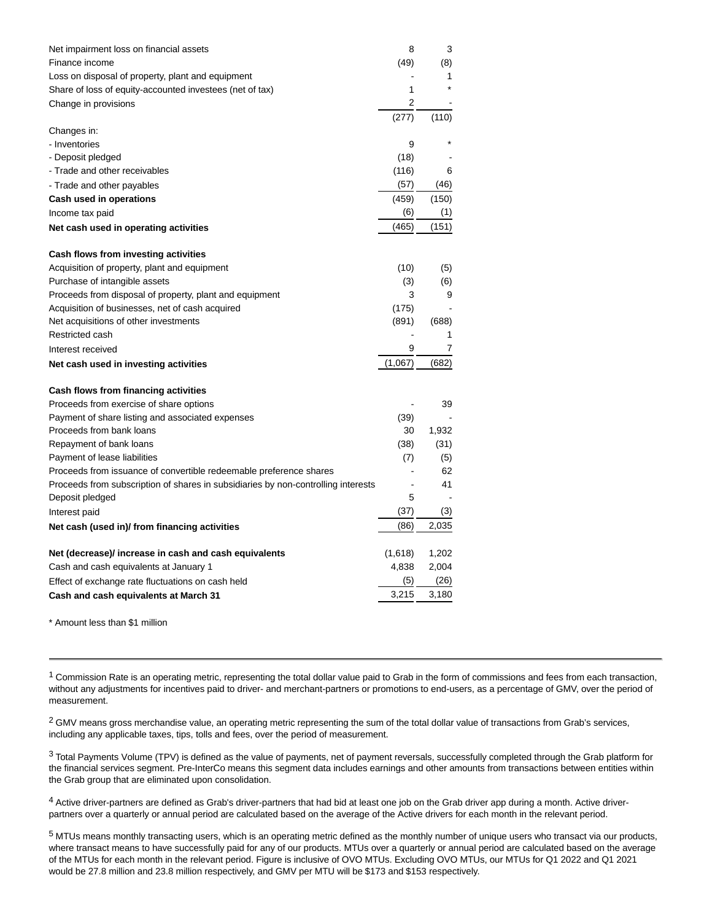| | | |
|---|---|---|
| Net impairment loss on financial assets | 8 | 3 |
| Finance income | (49) | (8) |
| Loss on disposal of property, plant and equipment | - | 1 |
| Share of loss of equity-accounted investees (net of tax) | 1 | * |
| Change in provisions | 2 | - |
| | (277) | (110) |
| Changes in: | | |
| - Inventories | 9 | * |
| - Deposit pledged | (18) | - |
| - Trade and other receivables | (116) | 6 |
| - Trade and other payables | (57) | (46) |
| **Cash used in operations** | (459) | (150) |
| Income tax paid | (6) | (1) |
| **Net cash used in operating activities** | (465) | (151) |
| | | |
| **Cash flows from investing activities** | | |
| Acquisition of property, plant and equipment | (10) | (5) |
| Purchase of intangible assets | (3) | (6) |
| Proceeds from disposal of property, plant and equipment | 3 | 9 |
| Acquisition of businesses, net of cash acquired | (175) | - |
| Net acquisitions of other investments | (891) | (688) |
| Restricted cash | - | 1 |
| Interest received | 9 | 7 |
| **Net cash used in investing activities** | (1,067) | (682) |
| | | |
| **Cash flows from financing activities** | | |
| Proceeds from exercise of share options | - | 39 |
| Payment of share listing and associated expenses | (39) | - |
| Proceeds from bank loans | 30 | 1,932 |
| Repayment of bank loans | (38) | (31) |
| Payment of lease liabilities | (7) | (5) |
| Proceeds from issuance of convertible redeemable preference shares | - | 62 |
| Proceeds from subscription of shares in subsidiaries by non-controlling interests | - | 41 |
| Deposit pledged | 5 | - |
| Interest paid | (37) | (3) |
| **Net cash (used in)/ from financing activities** | (86) | 2,035 |
| | | |
| **Net (decrease)/ increase in cash and cash equivalents** | (1,618) | 1,202 |
| Cash and cash equivalents at January 1 | 4,838 | 2,004 |
| Effect of exchange rate fluctuations on cash held | (5) | (26) |
| **Cash and cash equivalents at March 31** | 3,215 | 3,180 |

* Amount less than $1 million

---

[1] Commission Rate is an operating metric, representing the total dollar value paid to Grab in the form of commissions and fees from each transaction, without any adjustments for incentives paid to driver- and merchant-partners or promotions to end-users, as a percentage of GMV, over the period of measurement.

[2] GMV means gross merchandise value, an operating metric representing the sum of the total dollar value of transactions from Grab's services, including any applicable taxes, tips, tolls and fees, over the period of measurement.

[3] Total Payments Volume (TPV) is defined as the value of payments, net of payment reversals, successfully completed through the Grab platform for the financial services segment. Pre-InterCo means this segment data includes earnings and other amounts from transactions between entities within the Grab group that are eliminated upon consolidation.

[4] Active driver-partners are defined as Grab's driver-partners that had bid at least one job on the Grab driver app during a month. Active driver-partners over a quarterly or annual period are calculated based on the average of the Active drivers for each month in the relevant period.

[5] MTUs means monthly transacting users, which is an operating metric defined as the monthly number of unique users who transact via our products, where transact means to have successfully paid for any of our products. MTUs over a quarterly or annual period are calculated based on the average of the MTUs for each month in the relevant period. Figure is inclusive of OVO MTUs. Excluding OVO MTUs, our MTUs for Q1 2022 and Q1 2021 would be 27.8 million and 23.8 million respectively, and GMV per MTU will be $173 and $153 respectively.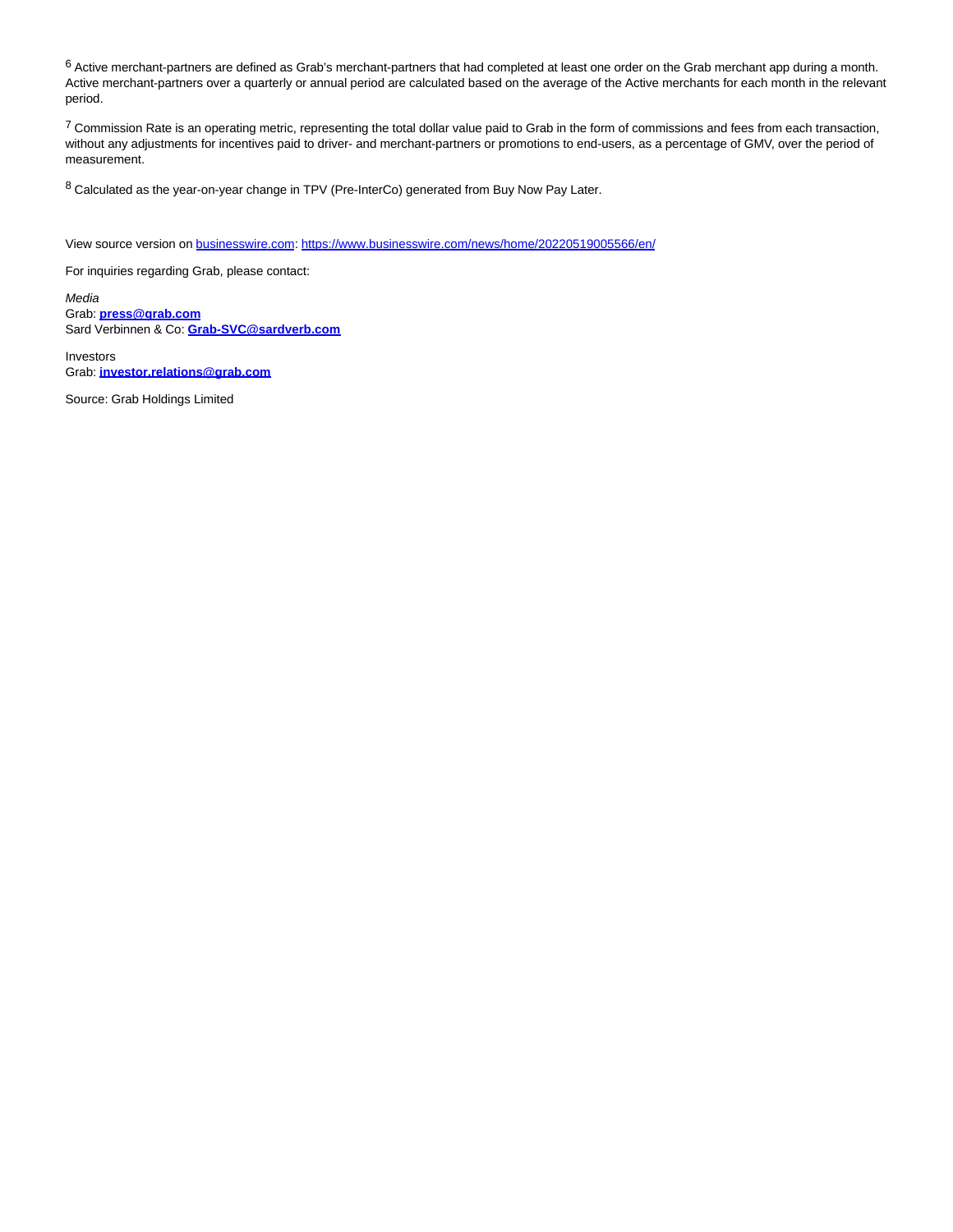[6] Active merchant-partners are defined as Grab's merchant-partners that had completed at least one order on the Grab merchant app during a month. Active merchant-partners over a quarterly or annual period are calculated based on the average of the Active merchants for each month in the relevant period.

[7] Commission Rate is an operating metric, representing the total dollar value paid to Grab in the form of commissions and fees from each transaction, without any adjustments for incentives paid to driver- and merchant-partners or promotions to end-users, as a percentage of GMV, over the period of measurement.

[8] Calculated as the year-on-year change in TPV (Pre-InterCo) generated from Buy Now Pay Later.

View source version on businesswire.com: https://www.businesswire.com/news/home/20220519005566/en/

For inquiries regarding Grab, please contact:

*Media*
Grab: **press@grab.com**
Sard Verbinnen & Co: **Grab-SVC@sardverb.com**

Investors
Grab: **investor.relations@grab.com**

Source: Grab Holdings Limited